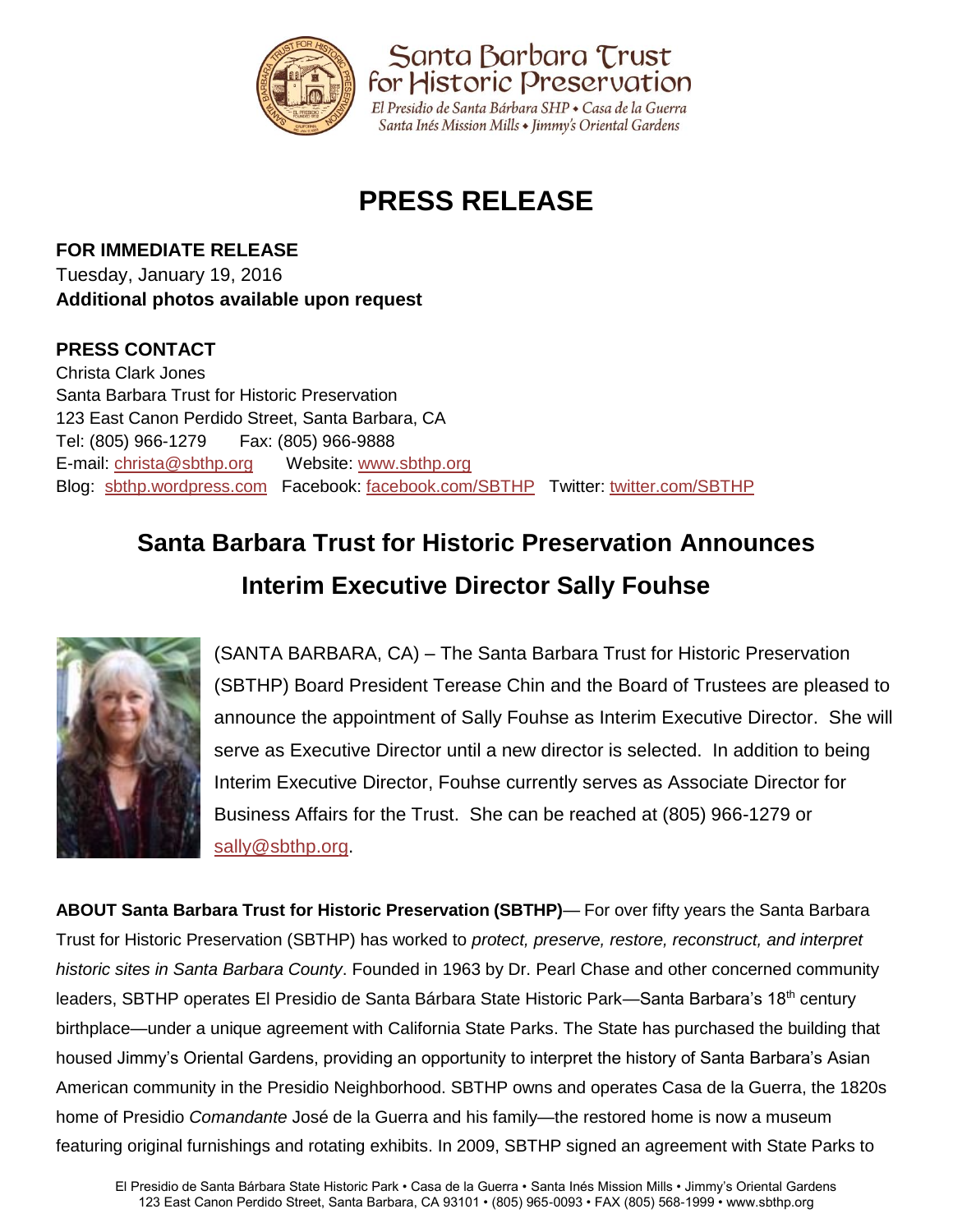Santa Barbara Trust for Historic Preservation

El Presidio de Santa Bárbara SHP • Casa de la Guerra
Santa Inés Mission Mills • Jimmy's Oriental Gardens

# PRESS RELEASE

**FOR IMMEDIATE RELEASE**
Tuesday, January 19, 2016
**Additional photos available upon request**

**PRESS CONTACT**
Christa Clark Jones
Santa Barbara Trust for Historic Preservation
123 East Canon Perdido Street, Santa Barbara, CA
Tel: (805) 966-1279 Fax: (805) 966-9888
E-mail: christa@sbthp.org Website: www.sbthp.org
Blog: sbthp.wordpress.com Facebook: facebook.com/SBTHP Twitter: twitter.com/SBTHP

## Santa Barbara Trust for Historic Preservation Announces Interim Executive Director Sally Fouhse

(SANTA BARBARA, CA) – The Santa Barbara Trust for Historic Preservation (SBTHP) Board President Terease Chin and the Board of Trustees are pleased to announce the appointment of Sally Fouhse as Interim Executive Director. She will serve as Executive Director until a new director is selected. In addition to being Interim Executive Director, Fouhse currently serves as Associate Director for Business Affairs for the Trust. She can be reached at (805) 966-1279 or sally@sbthp.org.

**ABOUT Santa Barbara Trust for Historic Preservation (SBTHP)**— For over fifty years the Santa Barbara Trust for Historic Preservation (SBTHP) has worked to *protect, preserve, restore, reconstruct, and interpret historic sites in Santa Barbara County*. Founded in 1963 by Dr. Pearl Chase and other concerned community leaders, SBTHP operates El Presidio de Santa Bárbara State Historic Park—Santa Barbara's 18th century birthplace—under a unique agreement with California State Parks. The State has purchased the building that housed Jimmy's Oriental Gardens, providing an opportunity to interpret the history of Santa Barbara's Asian American community in the Presidio Neighborhood. SBTHP owns and operates Casa de la Guerra, the 1820s home of Presidio *Comandante* José de la Guerra and his family—the restored home is now a museum featuring original furnishings and rotating exhibits. In 2009, SBTHP signed an agreement with State Parks to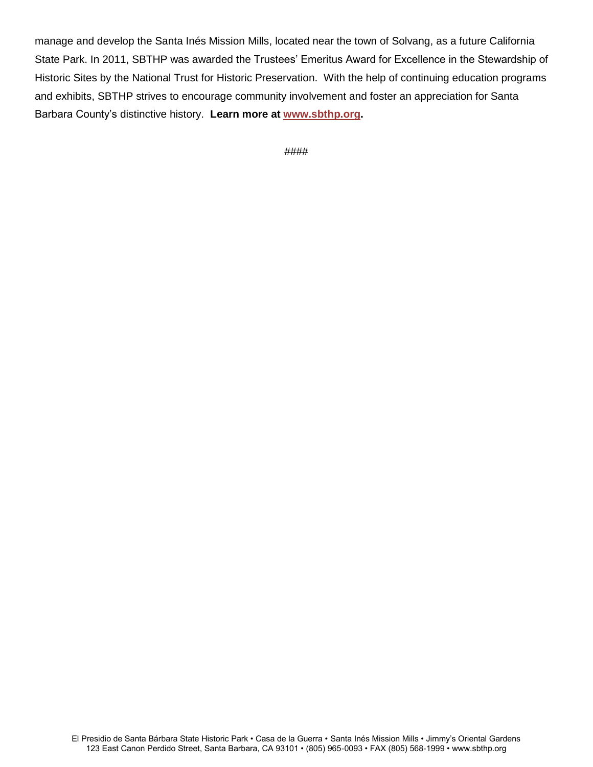manage and develop the Santa Inés Mission Mills, located near the town of Solvang, as a future California State Park. In 2011, SBTHP was awarded the Trustees' Emeritus Award for Excellence in the Stewardship of Historic Sites by the National Trust for Historic Preservation. With the help of continuing education programs and exhibits, SBTHP strives to encourage community involvement and foster an appreciation for Santa Barbara County's distinctive history. **Learn more at [www.sbthp.org](http://www.sbthp.org).**

####

El Presidio de Santa Bárbara State Historic Park • Casa de la Guerra • Santa Inés Mission Mills • Jimmy's Oriental Gardens
123 East Canon Perdido Street, Santa Barbara, CA 93101 • (805) 965-0093 • FAX (805) 568-1999 • www.sbthp.org